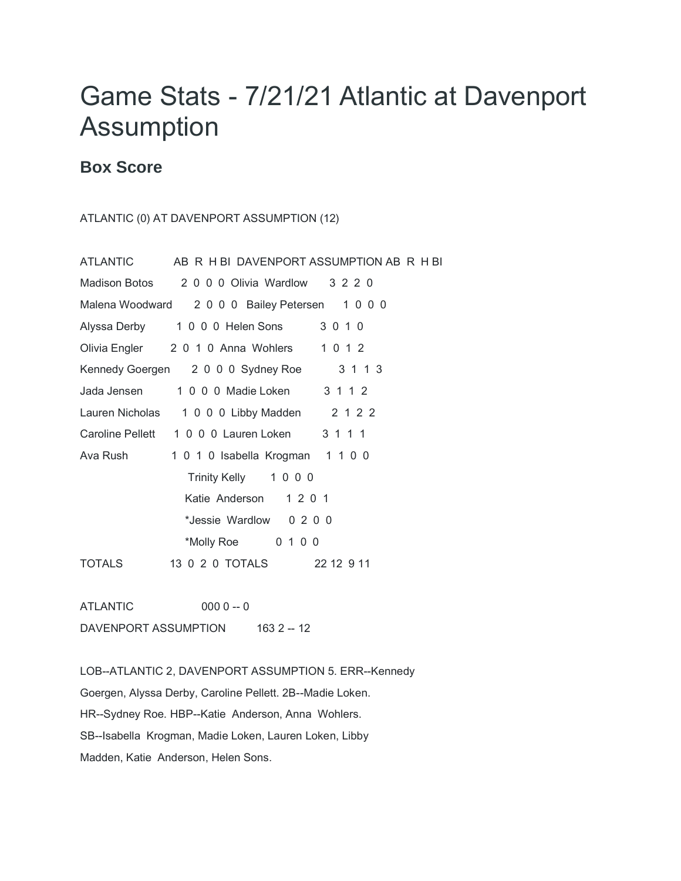# Game Stats - 7/21/21 Atlantic at Davenport Assumption

## Box Score

ATLANTIC (0) AT DAVENPORT ASSUMPTION (12)

| ATLANTIC | AB | R | H | BI | DAVENPORT ASSUMPTION | AB | R | H | BI |
|---|---|---|---|---|---|---|---|---|---|
| Madison Botos | 2 | 0 | 0 | 0 | Olivia Wardlow | 3 | 2 | 2 | 0 |
| Malena Woodward | 2 | 0 | 0 | 0 | Bailey Petersen | 1 | 0 | 0 | 0 |
| Alyssa Derby | 1 | 0 | 0 | 0 | Helen Sons | 3 | 0 | 1 | 0 |
| Olivia Engler | 2 | 0 | 1 | 0 | Anna Wohlers | 1 | 0 | 1 | 2 |
| Kennedy Goergen | 2 | 0 | 0 | 0 | Sydney Roe | 3 | 1 | 1 | 3 |
| Jada Jensen | 1 | 0 | 0 | 0 | Madie Loken | 3 | 1 | 1 | 2 |
| Lauren Nicholas | 1 | 0 | 0 | 0 | Libby Madden | 2 | 1 | 2 | 2 |
| Caroline Pellett | 1 | 0 | 0 | 0 | Lauren Loken | 3 | 1 | 1 | 1 |
| Ava Rush | 1 | 0 | 1 | 0 | Isabella Krogman | 1 | 1 | 0 | 0 |
| | | | | | Trinity Kelly | 1 | 0 | 0 | 0 |
| | | | | | Katie Anderson | 1 | 2 | 0 | 1 |
| | | | | | *Jessie Wardlow | 0 | 2 | 0 | 0 |
| | | | | | *Molly Roe | 0 | 1 | 0 | 0 |
| TOTALS | 13 | 0 | 2 | 0 | TOTALS | 22 | 12 | 9 | 11 |

| | | |
|---|---|---|
| ATLANTIC | 000 0 | -- 0 |
| DAVENPORT ASSUMPTION | 163 2 | -- 12 |

LOB--ATLANTIC 2, DAVENPORT ASSUMPTION 5. ERR--Kennedy Goergen, Alyssa Derby, Caroline Pellett. 2B--Madie Loken. HR--Sydney Roe. HBP--Katie Anderson, Anna Wohlers. SB--Isabella Krogman, Madie Loken, Lauren Loken, Libby Madden, Katie Anderson, Helen Sons.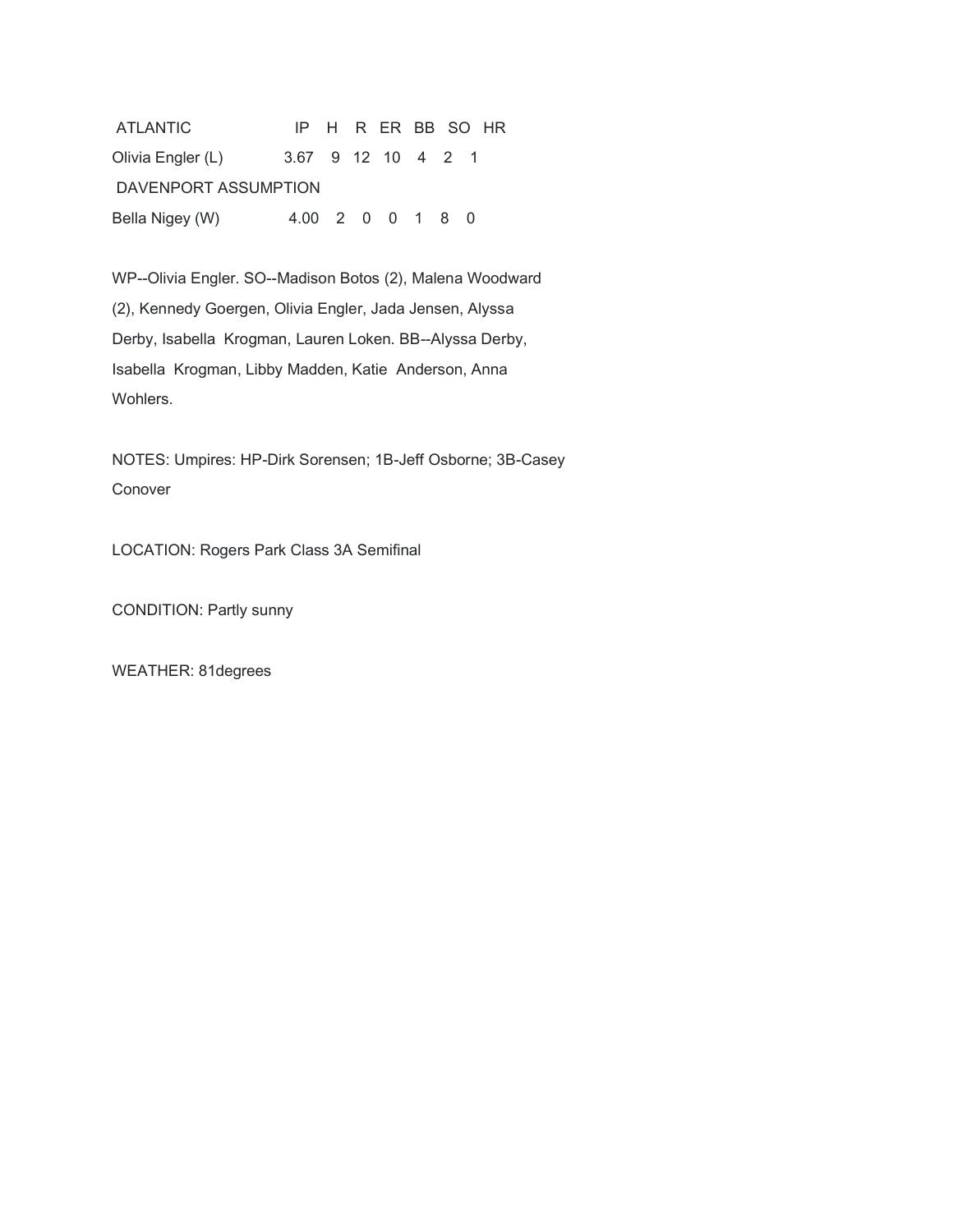| ATLANTIC | IP | H | R | ER | BB | SO | HR |
|---|---|---|---|---|---|---|---|
| Olivia Engler (L) | 3.67 | 9 | 12 | 10 | 4 | 2 | 1 |
| DAVENPORT ASSUMPTION | | | | | | | |
| Bella Nigey (W) | 4.00 | 2 | 0 | 0 | 1 | 8 | 0 |

WP--Olivia Engler. SO--Madison Botos (2), Malena Woodward (2), Kennedy Goergen, Olivia Engler, Jada Jensen, Alyssa Derby, Isabella Krogman, Lauren Loken. BB--Alyssa Derby, Isabella Krogman, Libby Madden, Katie Anderson, Anna Wohlers.

NOTES: Umpires: HP-Dirk Sorensen; 1B-Jeff Osborne; 3B-Casey Conover

LOCATION: Rogers Park Class 3A Semifinal

CONDITION: Partly sunny

WEATHER: 81degrees